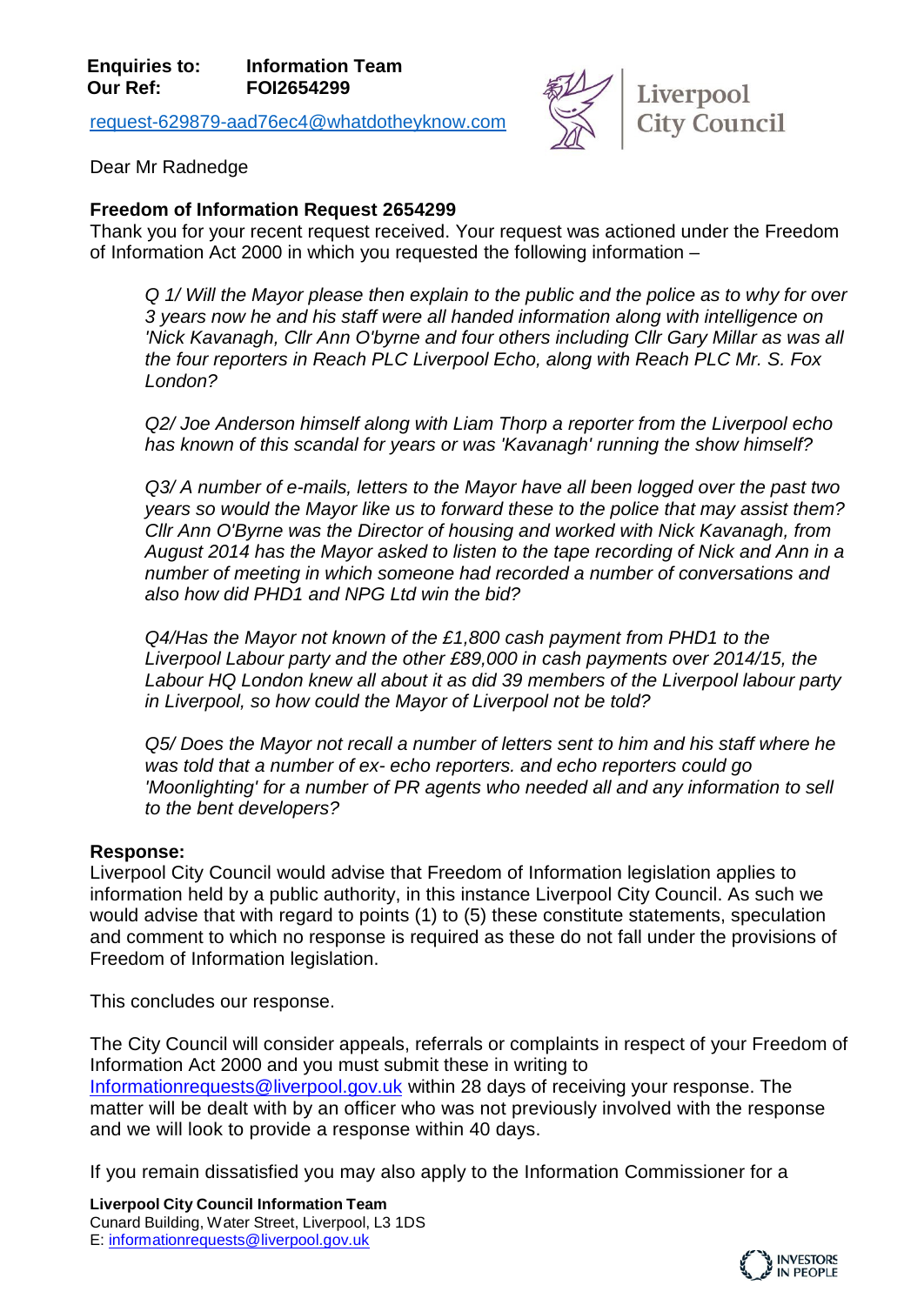**Enquiries to:** **Information Team**
**Our Ref:** **FOI2654299**

request-629879-aad76ec4@whatdotheyknow.com

Liverpool City Council

Dear Mr Radnedge

**Freedom of Information Request 2654299**

Thank you for your recent request received. Your request was actioned under the Freedom of Information Act 2000 in which you requested the following information –

> *Q 1/ Will the Mayor please then explain to the public and the police as to why for over 3 years now he and his staff were all handed information along with intelligence on 'Nick Kavanagh, Cllr Ann O'byrne and four others including Cllr Gary Millar as was all the four reporters in Reach PLC Liverpool Echo, along with Reach PLC Mr. S. Fox London?*
>
> *Q2/ Joe Anderson himself along with Liam Thorp a reporter from the Liverpool echo has known of this scandal for years or was 'Kavanagh' running the show himself?*
>
> *Q3/ A number of e-mails, letters to the Mayor have all been logged over the past two years so would the Mayor like us to forward these to the police that may assist them? Cllr Ann O'Byrne was the Director of housing and worked with Nick Kavanagh, from August 2014 has the Mayor asked to listen to the tape recording of Nick and Ann in a number of meeting in which someone had recorded a number of conversations and also how did PHD1 and NPG Ltd win the bid?*
>
> *Q4/Has the Mayor not known of the £1,800 cash payment from PHD1 to the Liverpool Labour party and the other £89,000 in cash payments over 2014/15, the Labour HQ London knew all about it as did 39 members of the Liverpool labour party in Liverpool, so how could the Mayor of Liverpool not be told?*
>
> *Q5/ Does the Mayor not recall a number of letters sent to him and his staff where he was told that a number of ex- echo reporters. and echo reporters could go 'Moonlighting' for a number of PR agents who needed all and any information to sell to the bent developers?*

**Response:**

Liverpool City Council would advise that Freedom of Information legislation applies to information held by a public authority, in this instance Liverpool City Council. As such we would advise that with regard to points (1) to (5) these constitute statements, speculation and comment to which no response is required as these do not fall under the provisions of Freedom of Information legislation.

This concludes our response.

The City Council will consider appeals, referrals or complaints in respect of your Freedom of Information Act 2000 and you must submit these in writing to Informationrequests@liverpool.gov.uk within 28 days of receiving your response. The matter will be dealt with by an officer who was not previously involved with the response and we will look to provide a response within 40 days.

If you remain dissatisfied you may also apply to the Information Commissioner for a

**Liverpool City Council Information Team**
Cunard Building, Water Street, Liverpool, L3 1DS
E: informationrequests@liverpool.gov.uk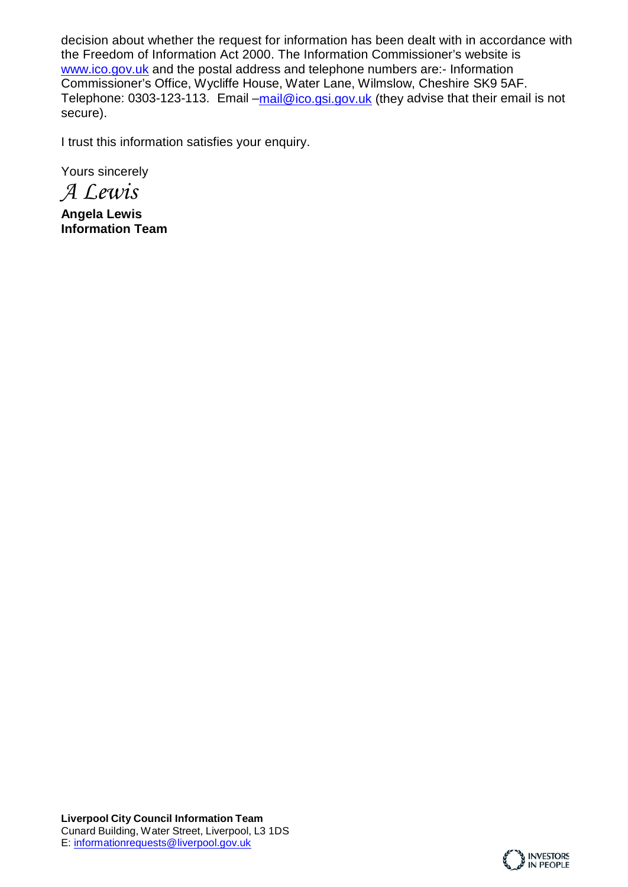decision about whether the request for information has been dealt with in accordance with the Freedom of Information Act 2000. The Information Commissioner's website is www.ico.gov.uk and the postal address and telephone numbers are:- Information Commissioner's Office, Wycliffe House, Water Lane, Wilmslow, Cheshire SK9 5AF. Telephone: 0303-123-113. Email –mail@ico.gsi.gov.uk (they advise that their email is not secure).

I trust this information satisfies your enquiry.

Yours sincerely

*A Lewis*

**Angela Lewis**
**Information Team**

**Liverpool City Council Information Team**
Cunard Building, Water Street, Liverpool, L3 1DS
E: informationrequests@liverpool.gov.uk

INVESTORS IN PEOPLE